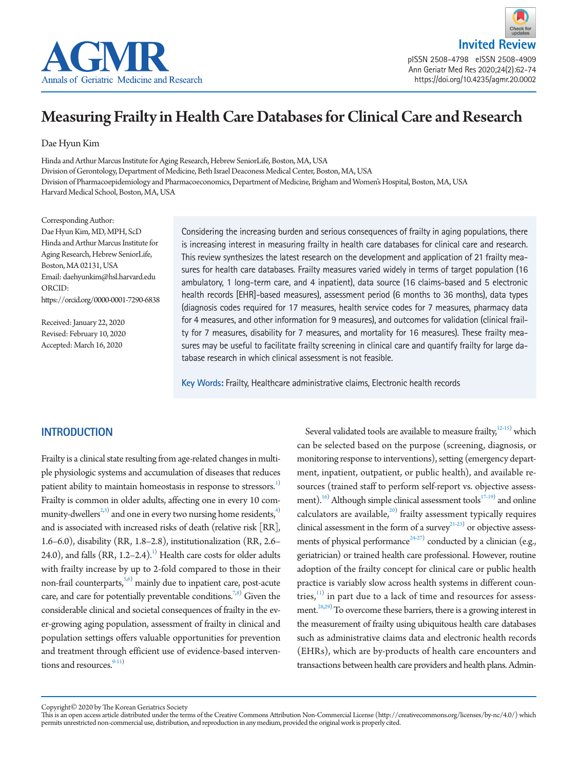Invited Review

# Measuring Frailty in Health Care Databases for Clinical Care and Research

Dae Hyun Kim

Hinda and Arthur Marcus Institute for Aging Research, Hebrew SeniorLife, Boston, MA, USA
Division of Gerontology, Department of Medicine, Beth Israel Deaconess Medical Center, Boston, MA, USA
Division of Pharmacoepidemiology and Pharmacoeconomics, Department of Medicine, Brigham and Women's Hospital, Boston, MA, USA
Harvard Medical School, Boston, MA, USA

Corresponding Author:
Dae Hyun Kim, MD, MPH, ScD
Hinda and Arthur Marcus Institute for Aging Research, Hebrew SeniorLife, Boston, MA 02131, USA
Email: daehyunkim@hsl.harvard.edu
ORCID: https://orcid.org/0000-0001-7290-6838

Received: January 22, 2020
Revised: February 10, 2020
Accepted: March 16, 2020

Considering the increasing burden and serious consequences of frailty in aging populations, there is increasing interest in measuring frailty in health care databases for clinical care and research. This review synthesizes the latest research on the development and application of 21 frailty measures for health care databases. Frailty measures varied widely in terms of target population (16 ambulatory, 1 long-term care, and 4 inpatient), data source (16 claims-based and 5 electronic health records [EHR]-based measures), assessment period (6 months to 36 months), data types (diagnosis codes required for 17 measures, health service codes for 7 measures, pharmacy data for 4 measures, and other information for 9 measures), and outcomes for validation (clinical frailty for 7 measures, disability for 7 measures, and mortality for 16 measures). These frailty measures may be useful to facilitate frailty screening in clinical care and quantify frailty for large database research in which clinical assessment is not feasible.

**Key Words:** Frailty, Healthcare administrative claims, Electronic health records

## INTRODUCTION

Frailty is a clinical state resulting from age-related changes in multiple physiologic systems and accumulation of diseases that reduces patient ability to maintain homeostasis in response to stressors.[1] Frailty is common in older adults, affecting one in every 10 community-dwellers[2,3] and one in every two nursing home residents,[4] and is associated with increased risks of death (relative risk [RR], 1.6–6.0), disability (RR, 1.8–2.8), institutionalization (RR, 2.6–24.0), and falls (RR, 1.2–2.4).[1] Health care costs for older adults with frailty increase by up to 2-fold compared to those in their non-frail counterparts,[5,6] mainly due to inpatient care, post-acute care, and care for potentially preventable conditions.[7,8] Given the considerable clinical and societal consequences of frailty in the ever-growing aging population, assessment of frailty in clinical and population settings offers valuable opportunities for prevention and treatment through efficient use of evidence-based interventions and resources.[9-11]

Several validated tools are available to measure frailty,[12-15] which can be selected based on the purpose (screening, diagnosis, or monitoring response to interventions), setting (emergency department, inpatient, outpatient, or public health), and available resources (trained staff to perform self-report vs. objective assessment).[16] Although simple clinical assessment tools[17-19] and online calculators are available,[20] frailty assessment typically requires clinical assessment in the form of a survey[21-23] or objective assessments of physical performance[24-27] conducted by a clinician (e.g., geriatrician) or trained health care professional. However, routine adoption of the frailty concept for clinical care or public health practice is variably slow across health systems in different countries,[11] in part due to a lack of time and resources for assessment.[28,29] To overcome these barriers, there is a growing interest in the measurement of frailty using ubiquitous health care databases such as administrative claims data and electronic health records (EHRs), which are by-products of health care encounters and transactions between health care providers and health plans. Admin-

Copyright© 2020 by The Korean Geriatrics Society
This is an open access article distributed under the terms of the Creative Commons Attribution Non-Commercial License (http://creativecommons.org/licenses/by-nc/4.0/) which permits unrestricted non-commercial use, distribution, and reproduction in any medium, provided the original work is properly cited.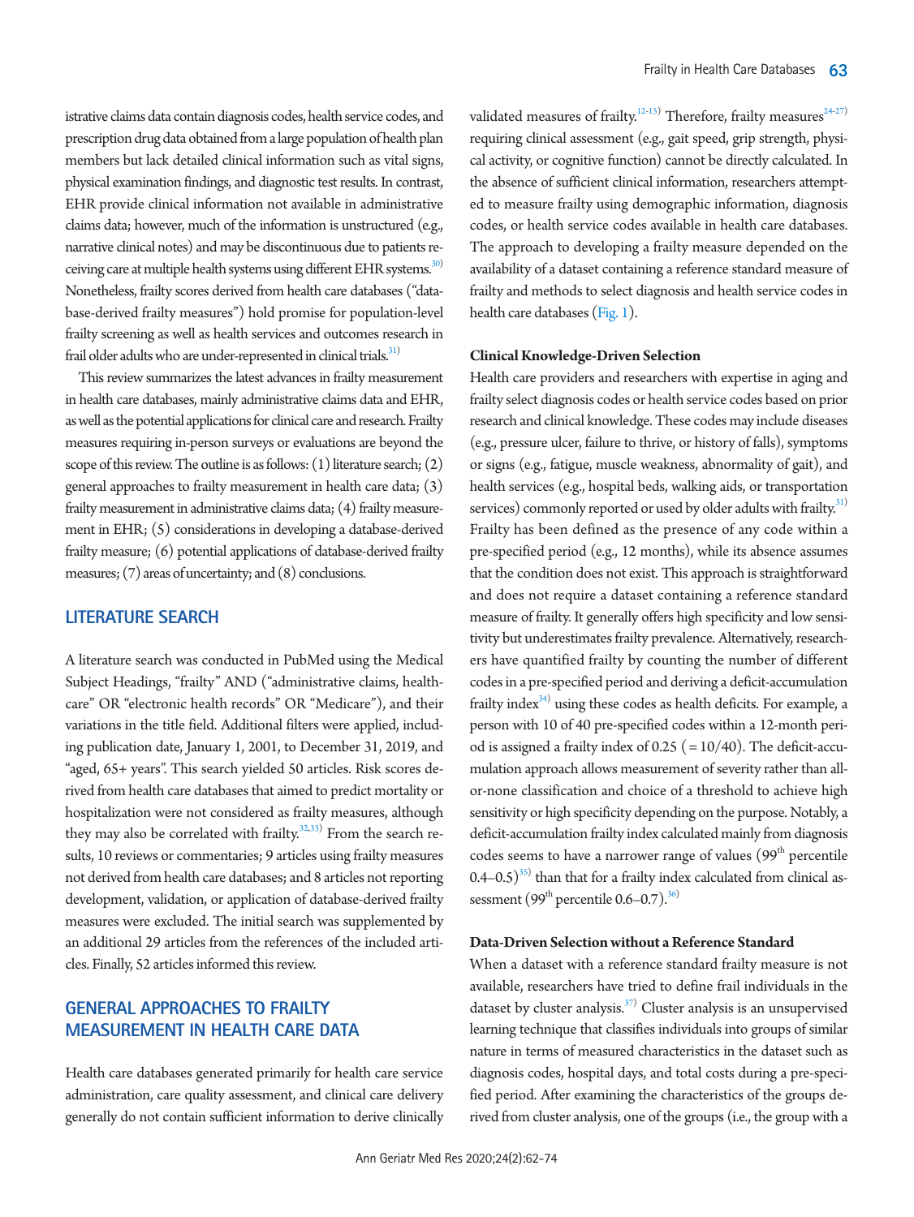istrative claims data contain diagnosis codes, health service codes, and prescription drug data obtained from a large population of health plan members but lack detailed clinical information such as vital signs, physical examination findings, and diagnostic test results. In contrast, EHR provide clinical information not available in administrative claims data; however, much of the information is unstructured (e.g., narrative clinical notes) and may be discontinuous due to patients receiving care at multiple health systems using different EHR systems.[30) Nonetheless, frailty scores derived from health care databases ("database-derived frailty measures") hold promise for population-level frailty screening as well as health services and outcomes research in frail older adults who are under-represented in clinical trials.[31)]

This review summarizes the latest advances in frailty measurement in health care databases, mainly administrative claims data and EHR, as well as the potential applications for clinical care and research. Frailty measures requiring in-person surveys or evaluations are beyond the scope of this review. The outline is as follows: (1) literature search; (2) general approaches to frailty measurement in health care data; (3) frailty measurement in administrative claims data; (4) frailty measurement in EHR; (5) considerations in developing a database-derived frailty measure; (6) potential applications of database-derived frailty measures; (7) areas of uncertainty; and (8) conclusions.

## LITERATURE SEARCH

A literature search was conducted in PubMed using the Medical Subject Headings, "frailty" AND ("administrative claims, healthcare" OR "electronic health records" OR "Medicare"), and their variations in the title field. Additional filters were applied, including publication date, January 1, 2001, to December 31, 2019, and "aged, 65+ years". This search yielded 50 articles. Risk scores derived from health care databases that aimed to predict mortality or hospitalization were not considered as frailty measures, although they may also be correlated with frailty.[32,33)] From the search results, 10 reviews or commentaries; 9 articles using frailty measures not derived from health care databases; and 8 articles not reporting development, validation, or application of database-derived frailty measures were excluded. The initial search was supplemented by an additional 29 articles from the references of the included articles. Finally, 52 articles informed this review.

## GENERAL APPROACHES TO FRAILTY MEASUREMENT IN HEALTH CARE DATA

Health care databases generated primarily for health care service administration, care quality assessment, and clinical care delivery generally do not contain sufficient information to derive clinically validated measures of frailty.[12-15)] Therefore, frailty measures[24-27)] requiring clinical assessment (e.g., gait speed, grip strength, physical activity, or cognitive function) cannot be directly calculated. In the absence of sufficient clinical information, researchers attempted to measure frailty using demographic information, diagnosis codes, or health service codes available in health care databases. The approach to developing a frailty measure depended on the availability of a dataset containing a reference standard measure of frailty and methods to select diagnosis and health service codes in health care databases (Fig. 1).

### Clinical Knowledge-Driven Selection

Health care providers and researchers with expertise in aging and frailty select diagnosis codes or health service codes based on prior research and clinical knowledge. These codes may include diseases (e.g., pressure ulcer, failure to thrive, or history of falls), symptoms or signs (e.g., fatigue, muscle weakness, abnormality of gait), and health services (e.g., hospital beds, walking aids, or transportation services) commonly reported or used by older adults with frailty.[31)] Frailty has been defined as the presence of any code within a pre-specified period (e.g., 12 months), while its absence assumes that the condition does not exist. This approach is straightforward and does not require a dataset containing a reference standard measure of frailty. It generally offers high specificity and low sensitivity but underestimates frailty prevalence. Alternatively, researchers have quantified frailty by counting the number of different codes in a pre-specified period and deriving a deficit-accumulation frailty index[34)] using these codes as health deficits. For example, a person with 10 of 40 pre-specified codes within a 12-month period is assigned a frailty index of 0.25 (=10/40). The deficit-accumulation approach allows measurement of severity rather than all-or-none classification and choice of a threshold to achieve high sensitivity or high specificity depending on the purpose. Notably, a deficit-accumulation frailty index calculated mainly from diagnosis codes seems to have a narrower range of values (99$^{th}$ percentile 0.4–0.5)[35)] than that for a frailty index calculated from clinical assessment (99$^{th}$ percentile 0.6–0.7).[36)]

### Data-Driven Selection without a Reference Standard

When a dataset with a reference standard frailty measure is not available, researchers have tried to define frail individuals in the dataset by cluster analysis.[37)] Cluster analysis is an unsupervised learning technique that classifies individuals into groups of similar nature in terms of measured characteristics in the dataset such as diagnosis codes, hospital days, and total costs during a pre-specified period. After examining the characteristics of the groups derived from cluster analysis, one of the groups (i.e., the group with a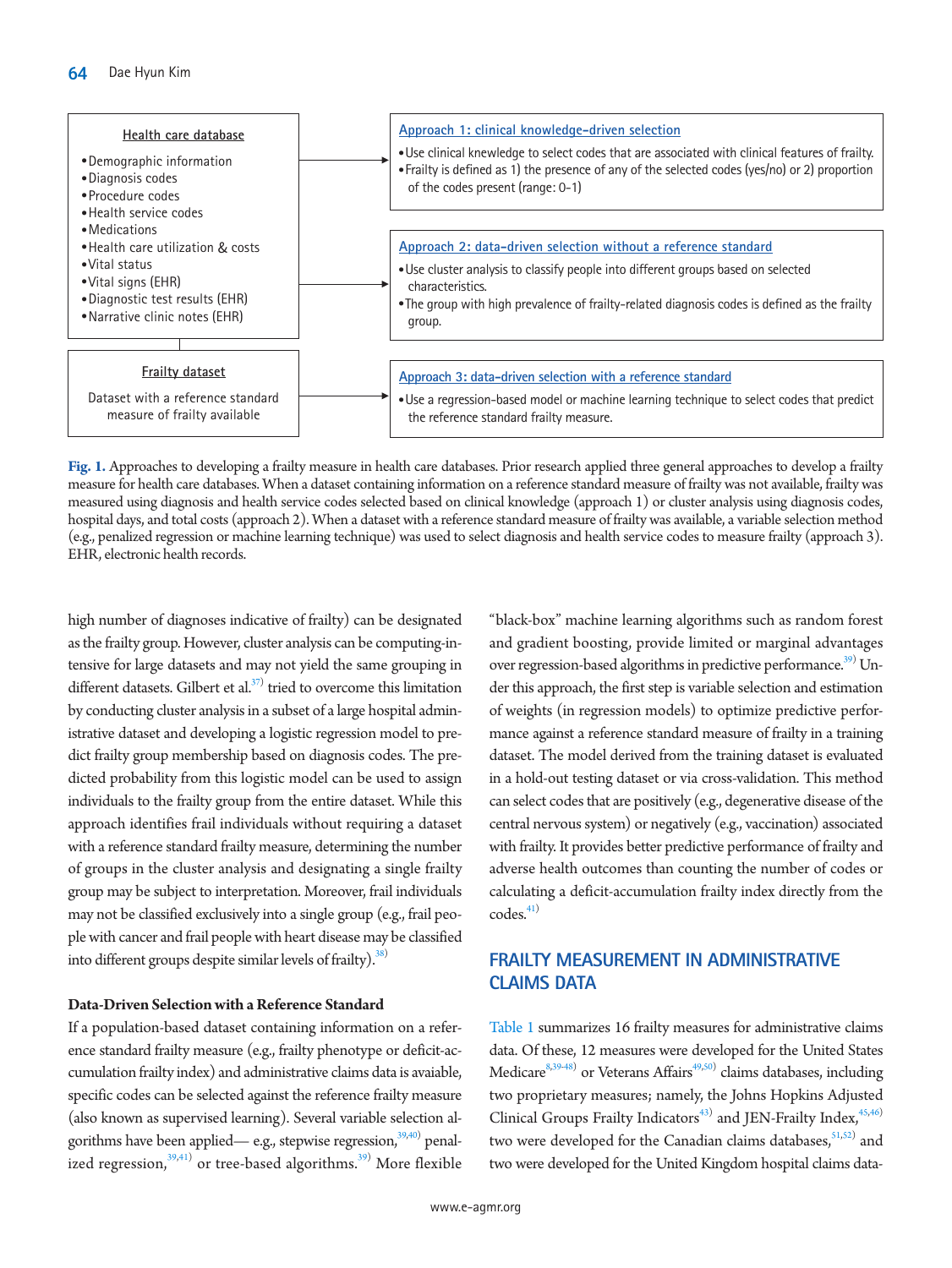**Health care database**

- Demographic information
- Diagnosis codes
- Procedure codes
- Health service codes
- Medications
- Health care utilization & costs
- Vital status
- Vital signs (EHR)
- Diagnostic test results (EHR)
- Narrative clinic notes (EHR)

**Frailty dataset**

Dataset with a reference standard measure of frailty available

**Approach 1: clinical knowledge-driven selection**

- Use clinical knewledge to select codes that are associated with clinical features of frailty.
- Frailty is defined as 1) the presence of any of the selected codes (yes/no) or 2) proportion of the codes present (range: 0-1)

**Approach 2: data-driven selection without a reference standard**

- Use cluster analysis to classify people into different groups based on selected characteristics.
- The group with high prevalence of frailty-related diagnosis codes is defined as the frailty group.

**Approach 3: data-driven selection with a reference standard**

- Use a regression-based model or machine learning technique to select codes that predict the reference standard frailty measure.

**Fig. 1.** Approaches to developing a frailty measure in health care databases. Prior research applied three general approaches to develop a frailty measure for health care databases. When a dataset containing information on a reference standard measure of frailty was not available, frailty was measured using diagnosis and health service codes selected based on clinical knowledge (approach 1) or cluster analysis using diagnosis codes, hospital days, and total costs (approach 2). When a dataset with a reference standard measure of frailty was available, a variable selection method (e.g., penalized regression or machine learning technique) was used to select diagnosis and health service codes to measure frailty (approach 3). EHR, electronic health records.

high number of diagnoses indicative of frailty) can be designated as the frailty group. However, cluster analysis can be computing-intensive for large datasets and may not yield the same grouping in different datasets. Gilbert et al.[37] tried to overcome this limitation by conducting cluster analysis in a subset of a large hospital administrative dataset and developing a logistic regression model to predict frailty group membership based on diagnosis codes. The predicted probability from this logistic model can be used to assign individuals to the frailty group from the entire dataset. While this approach identifies frail individuals without requiring a dataset with a reference standard frailty measure, determining the number of groups in the cluster analysis and designating a single frailty group may be subject to interpretation. Moreover, frail individuals may not be classified exclusively into a single group (e.g., frail people with cancer and frail people with heart disease may be classified into different groups despite similar levels of frailty).[38]

### Data-Driven Selection with a Reference Standard

If a population-based dataset containing information on a reference standard frailty measure (e.g., frailty phenotype or deficit-accumulation frailty index) and administrative claims data is avaiable, specific codes can be selected against the reference frailty measure (also known as supervised learning). Several variable selection algorithms have been applied— e.g., stepwise regression,[39,40] penalized regression,[39,41] or tree-based algorithms.[39] More flexible "black-box" machine learning algorithms such as random forest and gradient boosting, provide limited or marginal advantages over regression-based algorithms in predictive performance.[39] Under this approach, the first step is variable selection and estimation of weights (in regression models) to optimize predictive performance against a reference standard measure of frailty in a training dataset. The model derived from the training dataset is evaluated in a hold-out testing dataset or via cross-validation. This method can select codes that are positively (e.g., degenerative disease of the central nervous system) or negatively (e.g., vaccination) associated with frailty. It provides better predictive performance of frailty and adverse health outcomes than counting the number of codes or calculating a deficit-accumulation frailty index directly from the codes.[41]

## FRAILTY MEASUREMENT IN ADMINISTRATIVE CLAIMS DATA

Table 1 summarizes 16 frailty measures for administrative claims data. Of these, 12 measures were developed for the United States Medicare[8,39-48] or Veterans Affairs[49,50] claims databases, including two proprietary measures; namely, the Johns Hopkins Adjusted Clinical Groups Frailty Indicators[43] and JEN-Frailty Index,[45,46] two were developed for the Canadian claims databases,[51,52] and two were developed for the United Kingdom hospital claims data-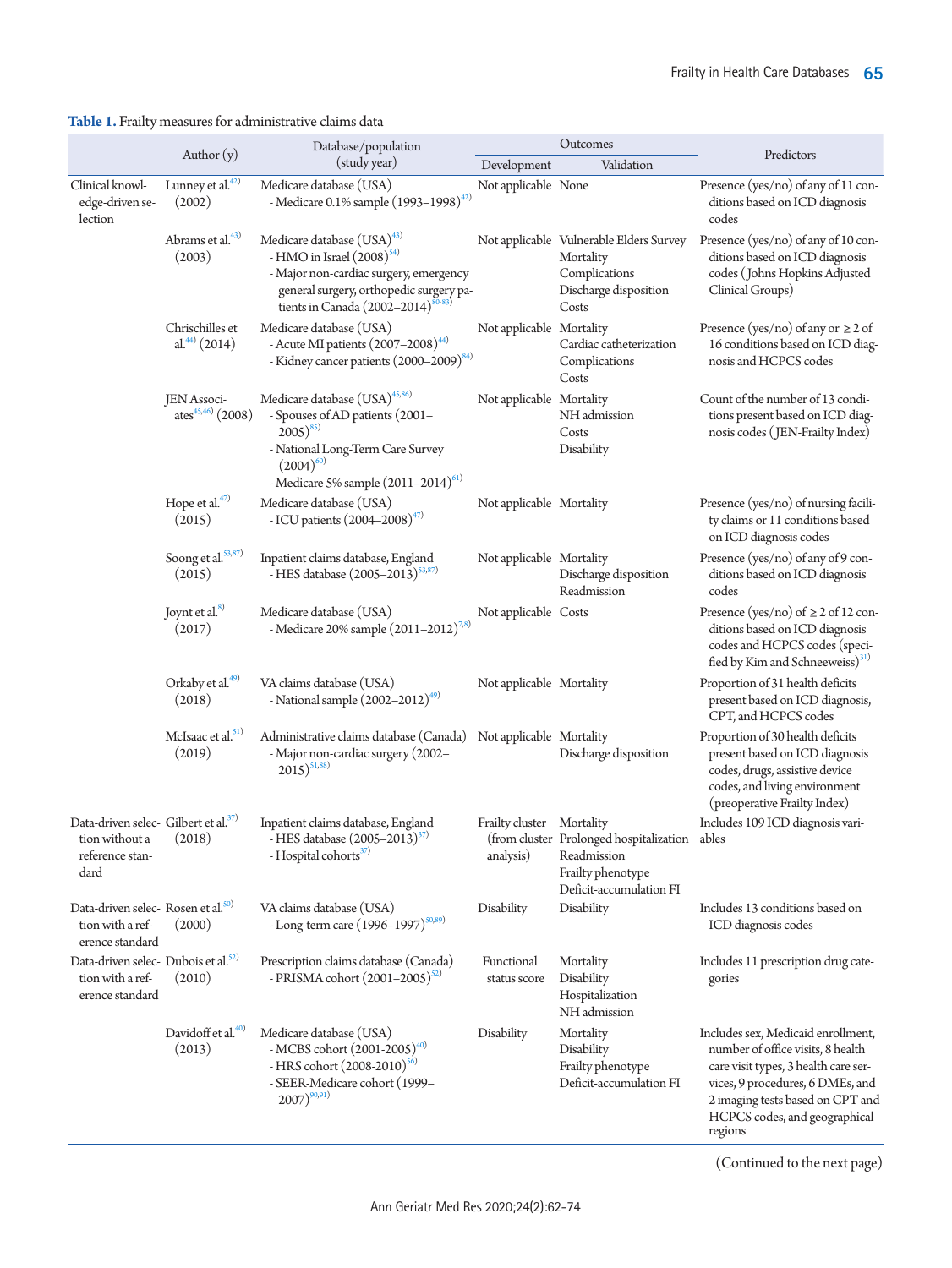**Table 1.** Frailty measures for administrative claims data

| | Author (y) | Database/population (study year) | Outcomes | | Predictors |
|---|---|---|---|---|---|
| | | | Development | Validation | |
| Clinical knowledge-driven selection | Lunney et al.[42] (2002) | Medicare database (USA)<br>- Medicare 0.1% sample (1993–1998)[42] | Not applicable | None | Presence (yes/no) of any of 11 conditions based on ICD diagnosis codes |
| | Abrams et al.[43] (2003) | Medicare database (USA)[43]<br>- HMO in Israel (2008)[54]<br>- Major non-cardiac surgery, emergency general surgery, orthopedic surgery patients in Canada (2002–2014)[80-83] | Not applicable | Vulnerable Elders Survey<br>Mortality<br>Complications<br>Discharge disposition<br>Costs | Presence (yes/no) of any of 10 conditions based on ICD diagnosis codes (Johns Hopkins Adjusted Clinical Groups) |
| | Chrischilles et al.[44] (2014) | Medicare database (USA)<br>- Acute MI patients (2007–2008)[44]<br>- Kidney cancer patients (2000–2009)[84] | Not applicable | Mortality<br>Cardiac catheterization<br>Complications<br>Costs | Presence (yes/no) of any or ≥ 2 of 16 conditions based on ICD diagnosis and HCPCS codes |
| | JEN Associates[45,46] (2008) | Medicare database (USA)[45,86]<br>- Spouses of AD patients (2001–2005)[85]<br>- National Long-Term Care Survey (2004)[60]<br>- Medicare 5% sample (2011–2014)[61] | Not applicable | Mortality<br>NH admission<br>Costs<br>Disability | Count of the number of 13 conditions present based on ICD diagnosis codes (JEN-Frailty Index) |
| | Hope et al.[47] (2015) | Medicare database (USA)<br>- ICU patients (2004–2008)[47] | Not applicable | Mortality | Presence (yes/no) of nursing facility claims or 11 conditions based on ICD diagnosis codes |
| | Soong et al.[53,87] (2015) | Inpatient claims database, England<br>- HES database (2005–2013)[53,87] | Not applicable | Mortality<br>Discharge disposition<br>Readmission | Presence (yes/no) of any of 9 conditions based on ICD diagnosis codes |
| | Joynt et al.[8] (2017) | Medicare database (USA)<br>- Medicare 20% sample (2011–2012)[7,8] | Not applicable | Costs | Presence (yes/no) of ≥ 2 of 12 conditions based on ICD diagnosis codes and HCPCS codes (specified by Kim and Schneeweiss)[31] |
| | Orkaby et al.[49] (2018) | VA claims database (USA)<br>- National sample (2002–2012)[49] | Not applicable | Mortality | Proportion of 31 health deficits present based on ICD diagnosis, CPT, and HCPCS codes |
| | McIsaac et al.[51] (2019) | Administrative claims database (Canada)<br>- Major non-cardiac surgery (2002–2015)[51,88] | Not applicable | Mortality<br>Discharge disposition | Proportion of 30 health deficits present based on ICD diagnosis codes, drugs, assistive device codes, and living environment (preoperative Frailty Index) |
| Data-driven selection without a reference standard | Gilbert et al.[37] (2018) | Inpatient claims database, England<br>- HES database (2005–2013)[37]<br>- Hospital cohorts[37] | Frailty cluster (from cluster analysis) | Mortality<br>Prolonged hospitalization<br>Readmission<br>Frailty phenotype<br>Deficit-accumulation FI | Includes 109 ICD diagnosis variables |
| Data-driven selection with a reference standard | Rosen et al.[50] (2000) | VA claims database (USA)<br>- Long-term care (1996–1997)[50,89] | Disability | Disability | Includes 13 conditions based on ICD diagnosis codes |
| Data-driven selection with a reference standard | Dubois et al.[52] (2010) | Prescription claims database (Canada)<br>- PRISMA cohort (2001–2005)[52] | Functional status score | Mortality<br>Disability<br>Hospitalization<br>NH admission | Includes 11 prescription drug categories |
| | Davidoff et al.[40] (2013) | Medicare database (USA)<br>- MCBS cohort (2001-2005)[40]<br>- HRS cohort (2008-2010)[56]<br>- SEER-Medicare cohort (1999–2007)[90,91] | Disability | Mortality<br>Disability<br>Frailty phenotype<br>Deficit-accumulation FI | Includes sex, Medicaid enrollment, number of office visits, 8 health care visit types, 3 health care services, 9 procedures, 6 DMEs, and 2 imaging tests based on CPT and HCPCS codes, and geographical regions |

(Continued to the next page)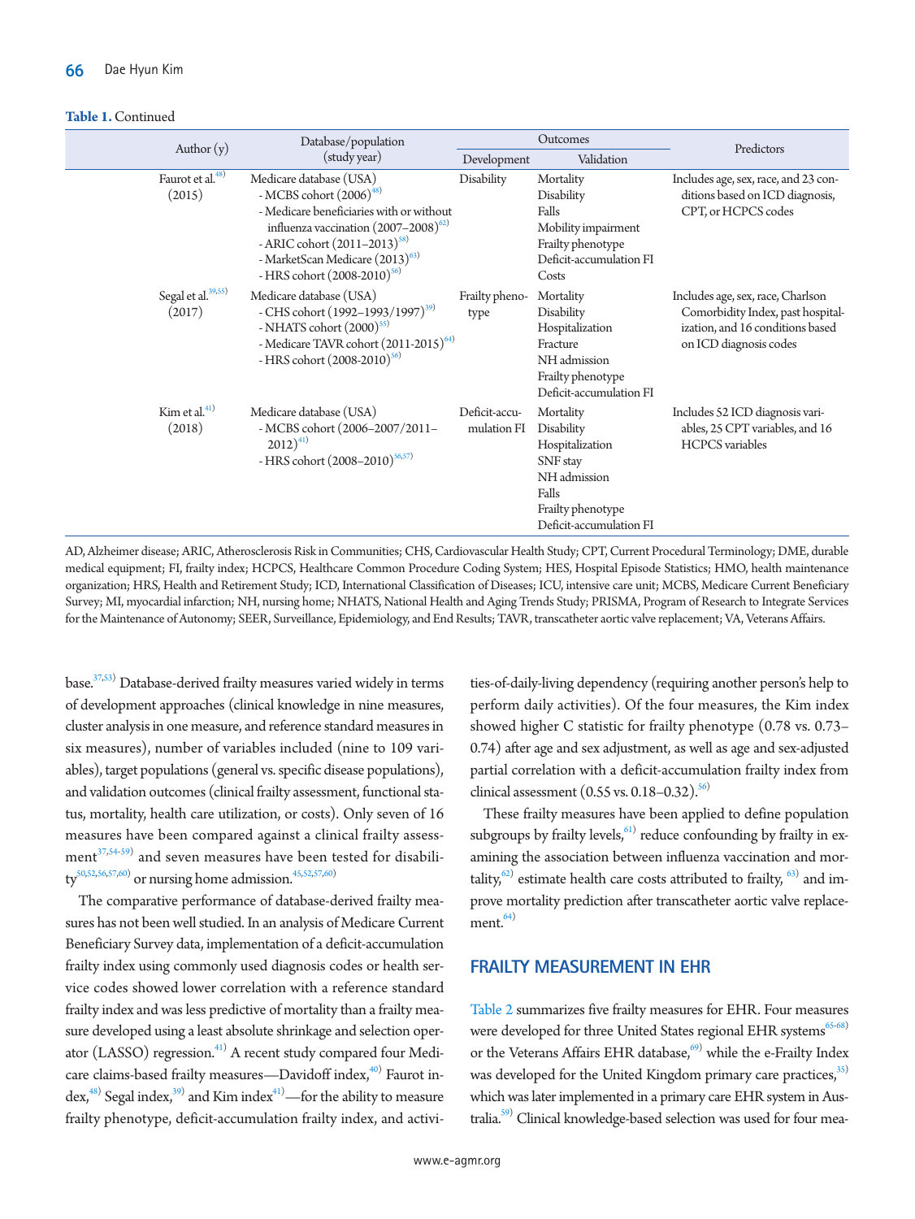**Table 1.** Continued

| Author (y) | Database/population (study year) | Outcomes | | Predictors |
|---|---|---|---|---|
| | | Development | Validation | |
| Faurot et al.[48] (2015) | Medicare database (USA)<br>- MCBS cohort (2006)[48]<br>- Medicare beneficiaries with or without influenza vaccination (2007–2008)[62]<br>- ARIC cohort (2011–2013)[58]<br>- MarketScan Medicare (2013)[63]<br>- HRS cohort (2008-2010)[56] | Disability | Mortality<br>Disability<br>Falls<br>Mobility impairment<br>Frailty phenotype<br>Deficit-accumulation FI<br>Costs | Includes age, sex, race, and 23 conditions based on ICD diagnosis, CPT, or HCPCS codes |
| Segal et al.[39,55] (2017) | Medicare database (USA)<br>- CHS cohort (1992–1993/1997)[39]<br>- NHATS cohort (2000)[55]<br>- Medicare TAVR cohort (2011-2015)[64]<br>- HRS cohort (2008-2010)[56] | Frailty phenotype | Mortality<br>Disability<br>Hospitalization<br>Fracture<br>NH admission<br>Frailty phenotype<br>Deficit-accumulation FI | Includes age, sex, race, Charlson Comorbidity Index, past hospitalization, and 16 conditions based on ICD diagnosis codes |
| Kim et al.[41] (2018) | Medicare database (USA)<br>- MCBS cohort (2006–2007/2011–2012)[41]<br>- HRS cohort (2008–2010)[56,57] | Deficit-accumulation FI | Mortality<br>Disability<br>Hospitalization<br>SNF stay<br>NH admission<br>Falls<br>Frailty phenotype<br>Deficit-accumulation FI | Includes 52 ICD diagnosis variables, 25 CPT variables, and 16 HCPCS variables |

AD, Alzheimer disease; ARIC, Atherosclerosis Risk in Communities; CHS, Cardiovascular Health Study; CPT, Current Procedural Terminology; DME, durable medical equipment; FI, frailty index; HCPCS, Healthcare Common Procedure Coding System; HES, Hospital Episode Statistics; HMO, health maintenance organization; HRS, Health and Retirement Study; ICD, International Classification of Diseases; ICU, intensive care unit; MCBS, Medicare Current Beneficiary Survey; MI, myocardial infarction; NH, nursing home; NHATS, National Health and Aging Trends Study; PRISMA, Program of Research to Integrate Services for the Maintenance of Autonomy; SEER, Surveillance, Epidemiology, and End Results; TAVR, transcatheter aortic valve replacement; VA, Veterans Affairs.

base.[37,53] Database-derived frailty measures varied widely in terms of development approaches (clinical knowledge in nine measures, cluster analysis in one measure, and reference standard measures in six measures), number of variables included (nine to 109 variables), target populations (general vs. specific disease populations), and validation outcomes (clinical frailty assessment, functional status, mortality, health care utilization, or costs). Only seven of 16 measures have been compared against a clinical frailty assessment[37,54-59] and seven measures have been tested for disability[50,52,56,57,60] or nursing home admission.[45,52,57,60]

The comparative performance of database-derived frailty measures has not been well studied. In an analysis of Medicare Current Beneficiary Survey data, implementation of a deficit-accumulation frailty index using commonly used diagnosis codes or health service codes showed lower correlation with a reference standard frailty index and was less predictive of mortality than a frailty measure developed using a least absolute shrinkage and selection operator (LASSO) regression.[41] A recent study compared four Medicare claims-based frailty measures—Davidoff index,[40] Faurot index,[48] Segal index,[39] and Kim index[41]—for the ability to measure frailty phenotype, deficit-accumulation frailty index, and activities-of-daily-living dependency (requiring another person's help to perform daily activities). Of the four measures, the Kim index showed higher C statistic for frailty phenotype (0.78 vs. 0.73–0.74) after age and sex adjustment, as well as age and sex-adjusted partial correlation with a deficit-accumulation frailty index from clinical assessment (0.55 vs. 0.18–0.32).[56]

These frailty measures have been applied to define population subgroups by frailty levels,[61] reduce confounding by frailty in examining the association between influenza vaccination and mortality,[62] estimate health care costs attributed to frailty,[63] and improve mortality prediction after transcatheter aortic valve replacement.[64]

## FRAILTY MEASUREMENT IN EHR

Table 2 summarizes five frailty measures for EHR. Four measures were developed for three United States regional EHR systems[65-68] or the Veterans Affairs EHR database,[69] while the e-Frailty Index was developed for the United Kingdom primary care practices,[35] which was later implemented in a primary care EHR system in Australia.[59] Clinical knowledge-based selection was used for four mea-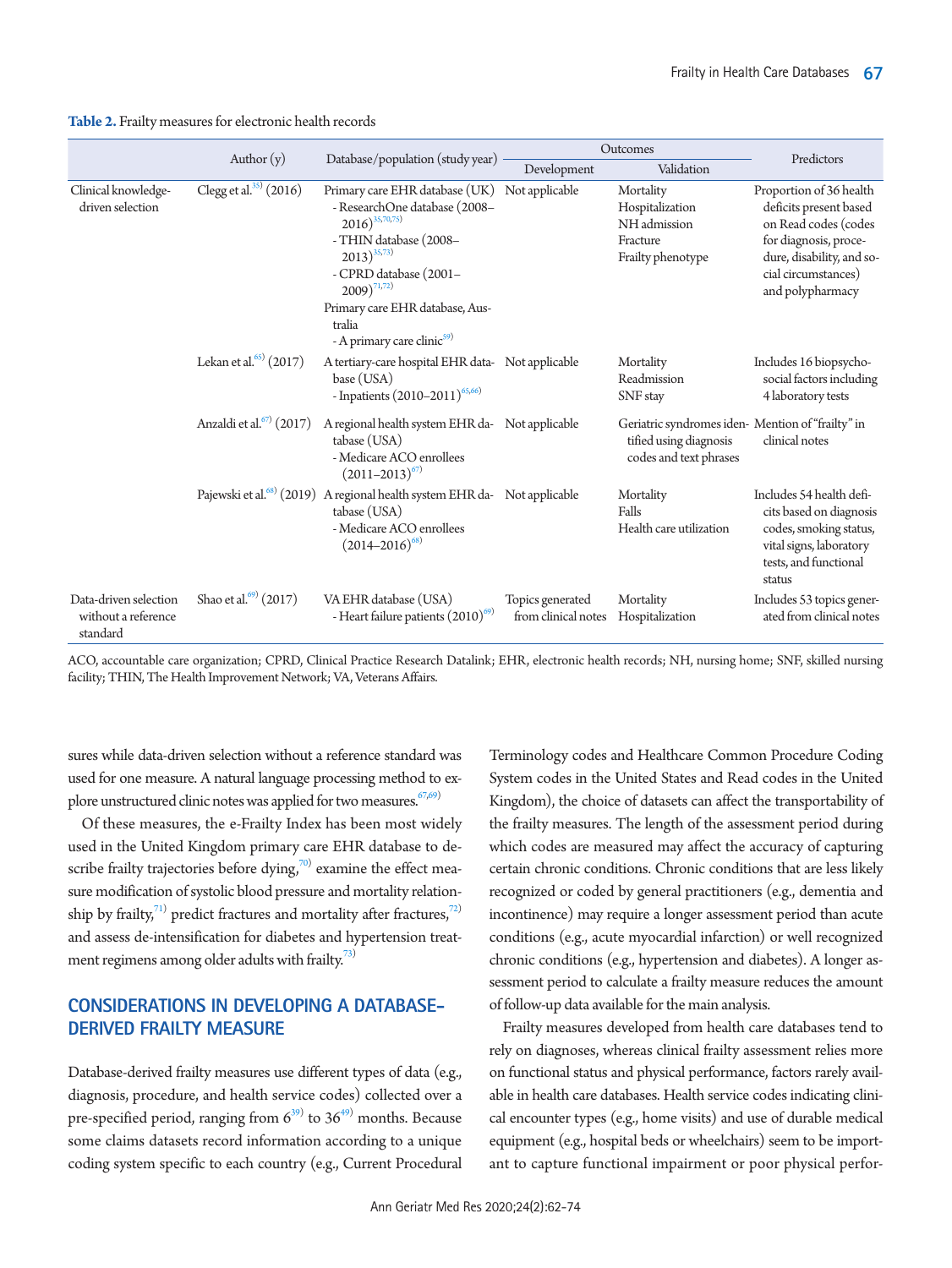**Table 2.** Frailty measures for electronic health records

| | Author (y) | Database/population (study year) | Outcomes | | Predictors |
|---|---|---|---|---|---|
| | | | Development | Validation | |
| Clinical knowledge-driven selection | Clegg et al.[35] (2016) | Primary care EHR database (UK)<br>- ResearchOne database (2008–2016)[35,70,75]<br>- THIN database (2008–2013)[35,73]<br>- CPRD database (2001–2009)[71,72]<br>Primary care EHR database, Australia<br>- A primary care clinic[59] | Not applicable | Mortality<br>Hospitalization<br>NH admission<br>Fracture<br>Frailty phenotype | Proportion of 36 health deficits present based on Read codes (codes for diagnosis, procedure, disability, and social circumstances) and polypharmacy |
| | Lekan et al.[65] (2017) | A tertiary-care hospital EHR database (USA)<br>- Inpatients (2010–2011)[65,66] | Not applicable | Mortality<br>Readmission<br>SNF stay | Includes 16 biopsychosocial factors including 4 laboratory tests |
| | Anzaldi et al.[67] (2017) | A regional health system EHR database (USA)<br>- Medicare ACO enrollees (2011–2013)[67] | Not applicable | Geriatric syndromes identified using diagnosis codes and text phrases | Mention of "frailty" in clinical notes |
| | Pajewski et al.[68] (2019) | A regional health system EHR database (USA)<br>- Medicare ACO enrollees (2014–2016)[68] | Not applicable | Mortality<br>Falls<br>Health care utilization | Includes 54 health deficits based on diagnosis codes, smoking status, vital signs, laboratory tests, and functional status |
| Data-driven selection without a reference standard | Shao et al.[69] (2017) | VA EHR database (USA)<br>- Heart failure patients (2010)[69] | Topics generated from clinical notes | Mortality<br>Hospitalization | Includes 53 topics generated from clinical notes |

ACO, accountable care organization; CPRD, Clinical Practice Research Datalink; EHR, electronic health records; NH, nursing home; SNF, skilled nursing facility; THIN, The Health Improvement Network; VA, Veterans Affairs.

sures while data-driven selection without a reference standard was used for one measure. A natural language processing method to explore unstructured clinic notes was applied for two measures.[67,69]

Of these measures, the e-Frailty Index has been most widely used in the United Kingdom primary care EHR database to describe frailty trajectories before dying,[70] examine the effect measure modification of systolic blood pressure and mortality relationship by frailty,[71] predict fractures and mortality after fractures,[72] and assess de-intensification for diabetes and hypertension treatment regimens among older adults with frailty.[73]

## CONSIDERATIONS IN DEVELOPING A DATABASE-DERIVED FRAILTY MEASURE

Database-derived frailty measures use different types of data (e.g., diagnosis, procedure, and health service codes) collected over a pre-specified period, ranging from 6[39] to 36[49] months. Because some claims datasets record information according to a unique coding system specific to each country (e.g., Current Procedural Terminology codes and Healthcare Common Procedure Coding System codes in the United States and Read codes in the United Kingdom), the choice of datasets can affect the transportability of the frailty measures. The length of the assessment period during which codes are measured may affect the accuracy of capturing certain chronic conditions. Chronic conditions that are less likely recognized or coded by general practitioners (e.g., dementia and incontinence) may require a longer assessment period than acute conditions (e.g., acute myocardial infarction) or well recognized chronic conditions (e.g., hypertension and diabetes). A longer assessment period to calculate a frailty measure reduces the amount of follow-up data available for the main analysis.

Frailty measures developed from health care databases tend to rely on diagnoses, whereas clinical frailty assessment relies more on functional status and physical performance, factors rarely available in health care databases. Health service codes indicating clinical encounter types (e.g., home visits) and use of durable medical equipment (e.g., hospital beds or wheelchairs) seem to be important to capture functional impairment or poor physical perfor-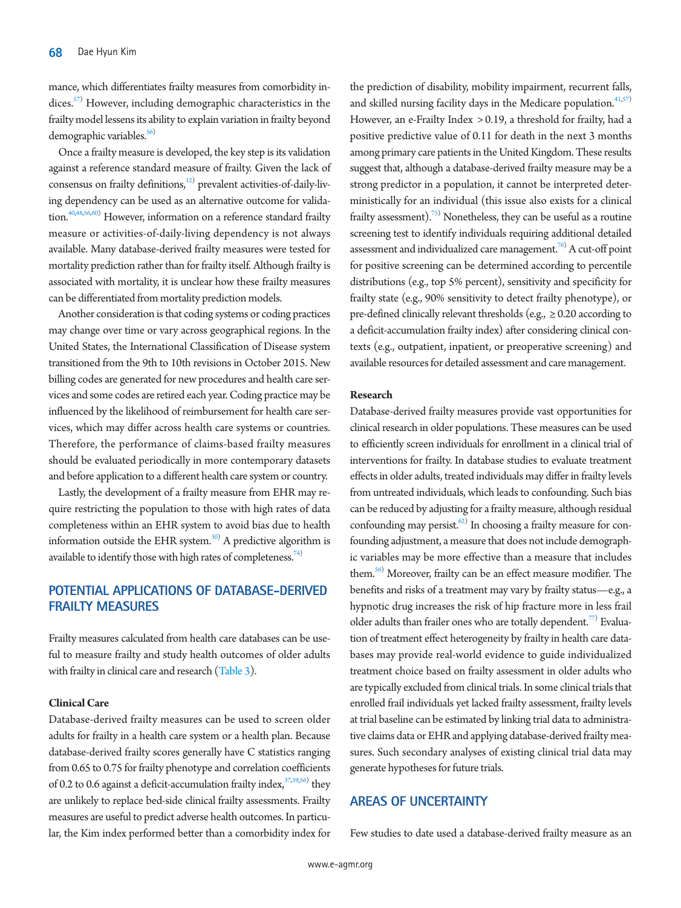mance, which differentiates frailty measures from comorbidity indices.[57] However, including demographic characteristics in the frailty model lessens its ability to explain variation in frailty beyond demographic variables.[56]

Once a frailty measure is developed, the key step is its validation against a reference standard measure of frailty. Given the lack of consensus on frailty definitions,[12] prevalent activities-of-daily-living dependency can be used as an alternative outcome for validation.[40,48,56,60] However, information on a reference standard frailty measure or activities-of-daily-living dependency is not always available. Many database-derived frailty measures were tested for mortality prediction rather than for frailty itself. Although frailty is associated with mortality, it is unclear how these frailty measures can be differentiated from mortality prediction models.

Another consideration is that coding systems or coding practices may change over time or vary across geographical regions. In the United States, the International Classification of Disease system transitioned from the 9th to 10th revisions in October 2015. New billing codes are generated for new procedures and health care services and some codes are retired each year. Coding practice may be influenced by the likelihood of reimbursement for health care services, which may differ across health care systems or countries. Therefore, the performance of claims-based frailty measures should be evaluated periodically in more contemporary datasets and before application to a different health care system or country.

Lastly, the development of a frailty measure from EHR may require restricting the population to those with high rates of data completeness within an EHR system to avoid bias due to health information outside the EHR system.[30] A predictive algorithm is available to identify those with high rates of completeness.[74]

## POTENTIAL APPLICATIONS OF DATABASE-DERIVED FRAILTY MEASURES

Frailty measures calculated from health care databases can be useful to measure frailty and study health outcomes of older adults with frailty in clinical care and research (Table 3).

### Clinical Care

Database-derived frailty measures can be used to screen older adults for frailty in a health care system or a health plan. Because database-derived frailty scores generally have C statistics ranging from 0.65 to 0.75 for frailty phenotype and correlation coefficients of 0.2 to 0.6 against a deficit-accumulation frailty index,[37,39,56] they are unlikely to replace bed-side clinical frailty assessments. Frailty measures are useful to predict adverse health outcomes. In particular, the Kim index performed better than a comorbidity index for the prediction of disability, mobility impairment, recurrent falls, and skilled nursing facility days in the Medicare population.[41,57] However, an e-Frailty Index $>0.19$, a threshold for frailty, had a positive predictive value of 0.11 for death in the next 3 months among primary care patients in the United Kingdom. These results suggest that, although a database-derived frailty measure may be a strong predictor in a population, it cannot be interpreted deterministically for an individual (this issue also exists for a clinical frailty assessment).[75] Nonetheless, they can be useful as a routine screening test to identify individuals requiring additional detailed assessment and individualized care management.[76] A cut-off point for positive screening can be determined according to percentile distributions (e.g., top 5% percent), sensitivity and specificity for frailty state (e.g., 90% sensitivity to detect frailty phenotype), or pre-defined clinically relevant thresholds (e.g., $\geq 0.20$ according to a deficit-accumulation frailty index) after considering clinical contexts (e.g., outpatient, inpatient, or preoperative screening) and available resources for detailed assessment and care management.

### Research

Database-derived frailty measures provide vast opportunities for clinical research in older populations. These measures can be used to efficiently screen individuals for enrollment in a clinical trial of interventions for frailty. In database studies to evaluate treatment effects in older adults, treated individuals may differ in frailty levels from untreated individuals, which leads to confounding. Such bias can be reduced by adjusting for a frailty measure, although residual confounding may persist.[62] In choosing a frailty measure for confounding adjustment, a measure that does not include demographic variables may be more effective than a measure that includes them.[56] Moreover, frailty can be an effect measure modifier. The benefits and risks of a treatment may vary by frailty status—e.g., a hypnotic drug increases the risk of hip fracture more in less frail older adults than frailer ones who are totally dependent.[77] Evaluation of treatment effect heterogeneity by frailty in health care databases may provide real-world evidence to guide individualized treatment choice based on frailty assessment in older adults who are typically excluded from clinical trials. In some clinical trials that enrolled frail individuals yet lacked frailty assessment, frailty levels at trial baseline can be estimated by linking trial data to administrative claims data or EHR and applying database-derived frailty measures. Such secondary analyses of existing clinical trial data may generate hypotheses for future trials.

## AREAS OF UNCERTAINTY

Few studies to date used a database-derived frailty measure as an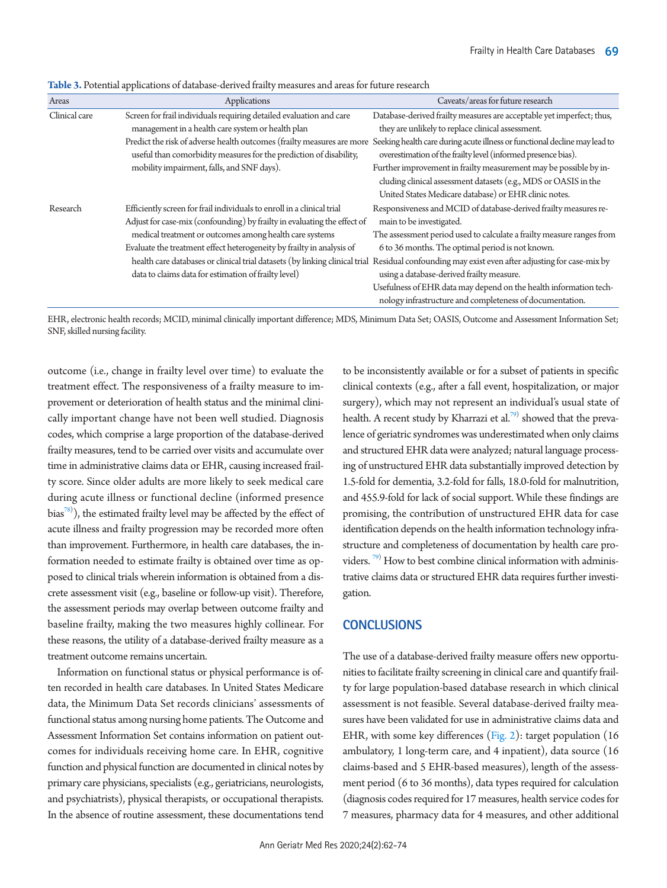**Table 3.** Potential applications of database-derived frailty measures and areas for future research

| Areas | Applications | Caveats/areas for future research |
|---|---|---|
| Clinical care | Screen for frail individuals requiring detailed evaluation and care management in a health care system or health plan<br>Predict the risk of adverse health outcomes (frailty measures are more useful than comorbidity measures for the prediction of disability, mobility impairment, falls, and SNF days). | Database-derived frailty measures are acceptable yet imperfect; thus, they are unlikely to replace clinical assessment.<br>Seeking health care during acute illness or functional decline may lead to overestimation of the frailty level (informed presence bias).<br>Further improvement in frailty measurement may be possible by including clinical assessment datasets (e.g., MDS or OASIS in the United States Medicare database) or EHR clinic notes. |
| Research | Efficiently screen for frail individuals to enroll in a clinical trial<br>Adjust for case-mix (confounding) by frailty in evaluating the effect of medical treatment or outcomes among health care systems<br>Evaluate the treatment effect heterogeneity by frailty in analysis of health care databases or clinical trial datasets (by linking clinical trial data to claims data for estimation of frailty level) | Responsiveness and MCID of database-derived frailty measures remain to be investigated.<br>The assessment period used to calculate a frailty measure ranges from 6 to 36 months. The optimal period is not known.<br>Residual confounding may exist even after adjusting for case-mix by using a database-derived frailty measure.<br>Usefulness of EHR data may depend on the health information technology infrastructure and completeness of documentation. |

EHR, electronic health records; MCID, minimal clinically important difference; MDS, Minimum Data Set; OASIS, Outcome and Assessment Information Set; SNF, skilled nursing facility.

outcome (i.e., change in frailty level over time) to evaluate the treatment effect. The responsiveness of a frailty measure to improvement or deterioration of health status and the minimal clinically important change have not been well studied. Diagnosis codes, which comprise a large proportion of the database-derived frailty measures, tend to be carried over visits and accumulate over time in administrative claims data or EHR, causing increased frailty score. Since older adults are more likely to seek medical care during acute illness or functional decline (informed presence bias[78]), the estimated frailty level may be affected by the effect of acute illness and frailty progression may be recorded more often than improvement. Furthermore, in health care databases, the information needed to estimate frailty is obtained over time as opposed to clinical trials wherein information is obtained from a discrete assessment visit (e.g., baseline or follow-up visit). Therefore, the assessment periods may overlap between outcome frailty and baseline frailty, making the two measures highly collinear. For these reasons, the utility of a database-derived frailty measure as a treatment outcome remains uncertain.

Information on functional status or physical performance is often recorded in health care databases. In United States Medicare data, the Minimum Data Set records clinicians' assessments of functional status among nursing home patients. The Outcome and Assessment Information Set contains information on patient outcomes for individuals receiving home care. In EHR, cognitive function and physical function are documented in clinical notes by primary care physicians, specialists (e.g., geriatricians, neurologists, and psychiatrists), physical therapists, or occupational therapists. In the absence of routine assessment, these documentations tend to be inconsistently available or for a subset of patients in specific clinical contexts (e.g., after a fall event, hospitalization, or major surgery), which may not represent an individual's usual state of health. A recent study by Kharrazi et al.[79] showed that the prevalence of geriatric syndromes was underestimated when only claims and structured EHR data were analyzed; natural language processing of unstructured EHR data substantially improved detection by 1.5-fold for dementia, 3.2-fold for falls, 18.0-fold for malnutrition, and 455.9-fold for lack of social support. While these findings are promising, the contribution of unstructured EHR data for case identification depends on the health information technology infrastructure and completeness of documentation by health care providers.[79] How to best combine clinical information with administrative claims data or structured EHR data requires further investigation.

## CONCLUSIONS

The use of a database-derived frailty measure offers new opportunities to facilitate frailty screening in clinical care and quantify frailty for large population-based database research in which clinical assessment is not feasible. Several database-derived frailty measures have been validated for use in administrative claims data and EHR, with some key differences (Fig. 2): target population (16 ambulatory, 1 long-term care, and 4 inpatient), data source (16 claims-based and 5 EHR-based measures), length of the assessment period (6 to 36 months), data types required for calculation (diagnosis codes required for 17 measures, health service codes for 7 measures, pharmacy data for 4 measures, and other additional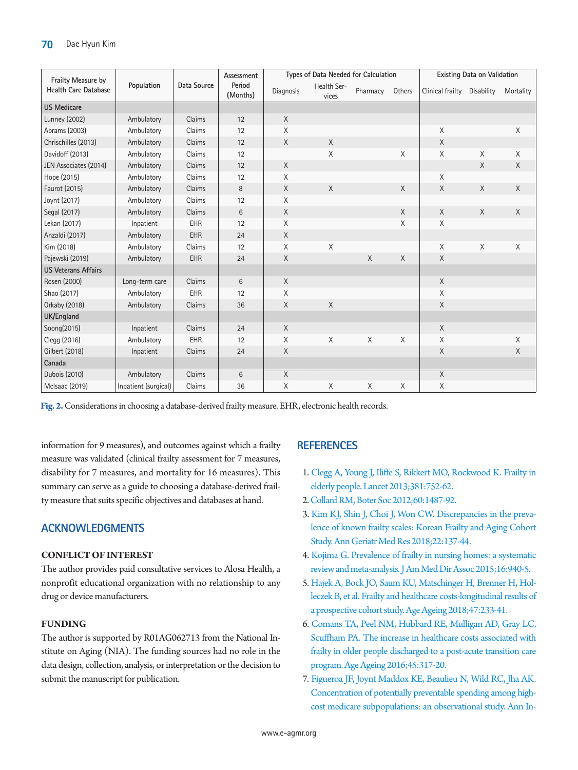| Frailty Measure by Health Care Database | Population | Data Source | Assessment Period (Months) | Types of Data Needed for Calculation | | | | Existing Data on Validation | | |
|---|---|---|---|---|---|---|---|---|---|---|
| | | | | Diagnosis | Health Services | Pharmacy | Others | Clinical frailty | Disability | Mortality |
| **US Medicare** | | | | | | | | | | |
| Lunney (2002) | Ambulatory | Claims | 12 | X | | | | | | |
| Abrams (2003) | Ambulatory | Claims | 12 | X | | | | X | | X |
| Chrischilles (2013) | Ambulatory | Claims | 12 | X | X | | | X | | |
| Davidoff (2013) | Ambulatory | Claims | 12 | | X | | X | X | X | X |
| JEN Associates (2014) | Ambulatory | Claims | 12 | X | | | | | X | X |
| Hope (2015) | Ambulatory | Claims | 12 | X | | | | X | | |
| Faurot (2015) | Ambulatory | Claims | 8 | X | X | | X | X | X | X |
| Joynt (2017) | Ambulatory | Claims | 12 | X | | | | | | |
| Segal (2017) | Ambulatory | Claims | 6 | X | | | X | X | X | X |
| Lekan (2017) | Inpatient | EHR | 12 | X | | | X | X | | |
| Anzaldi (2017) | Ambulatory | EHR | 24 | X | | | | | | |
| Kim (2018) | Ambulatory | Claims | 12 | X | X | | | X | X | X |
| Pajewski (2019) | Ambulatory | EHR | 24 | X | | X | X | X | | |
| **US Veterans Affairs** | | | | | | | | | | |
| Rosen (2000) | Long-term care | Claims | 6 | X | | | | X | | |
| Shao (2017) | Ambulatory | EHR | 12 | X | | | | X | | |
| Orkaby (2018) | Ambulatory | Claims | 36 | X | X | | | X | | |
| **UK/England** | | | | | | | | | | |
| Soong(2015) | Inpatient | Claims | 24 | X | | | | X | | |
| Clegg (2016) | Ambulatory | EHR | 12 | X | X | X | X | X | | X |
| Gilbert (2018) | Inpatient | Claims | 24 | X | | | | X | | X |
| **Canada** | | | | | | | | | | |
| Dubois (2010) | Ambulatory | Claims | 6 | X | | | | X | | |
| McIsaac (2019) | Inpatient (surgical) | Claims | 36 | X | X | X | X | X | | |

**Fig. 2.** Considerations in choosing a database-derived frailty measure. EHR, electronic health records.

information for 9 measures), and outcomes against which a frailty measure was validated (clinical frailty assessment for 7 measures, disability for 7 measures, and mortality for 16 measures). This summary can serve as a guide to choosing a database-derived frailty measure that suits specific objectives and databases at hand.

## ACKNOWLEDGMENTS

### CONFLICT OF INTEREST

The author provides paid consultative services to Alosa Health, a nonprofit educational organization with no relationship to any drug or device manufacturers.

### FUNDING

The author is supported by R01AG062713 from the National Institute on Aging (NIA). The funding sources had no role in the data design, collection, analysis, or interpretation or the decision to submit the manuscript for publication.

## REFERENCES

1. Clegg A, Young J, Iliffe S, Rikkert MO, Rockwood K. Frailty in elderly people. Lancet 2013;381:752-62.
2. Collard RM, Boter Soc 2012;60:1487-92.
3. Kim KJ, Shin J, Choi J, Won CW. Discrepancies in the prevalence of known frailty scales: Korean Frailty and Aging Cohort Study. Ann Geriatr Med Res 2018;22:137-44.
4. Kojima G. Prevalence of frailty in nursing homes: a systematic review and meta-analysis. J Am Med Dir Assoc 2015;16:940-5.
5. Hajek A, Bock JO, Saum KU, Matschinger H, Brenner H, Holleczek B, et al. Frailty and healthcare costs-longitudinal results of a prospective cohort study. Age Ageing 2018;47:233-41.
6. Comans TA, Peel NM, Hubbard RE, Mulligan AD, Gray LC, Scuffham PA. The increase in healthcare costs associated with frailty in older people discharged to a post-acute transition care program. Age Ageing 2016;45:317-20.
7. Figueroa JF, Joynt Maddox KE, Beaulieu N, Wild RC, Jha AK. Concentration of potentially preventable spending among high-cost medicare subpopulations: an observational study. Ann In-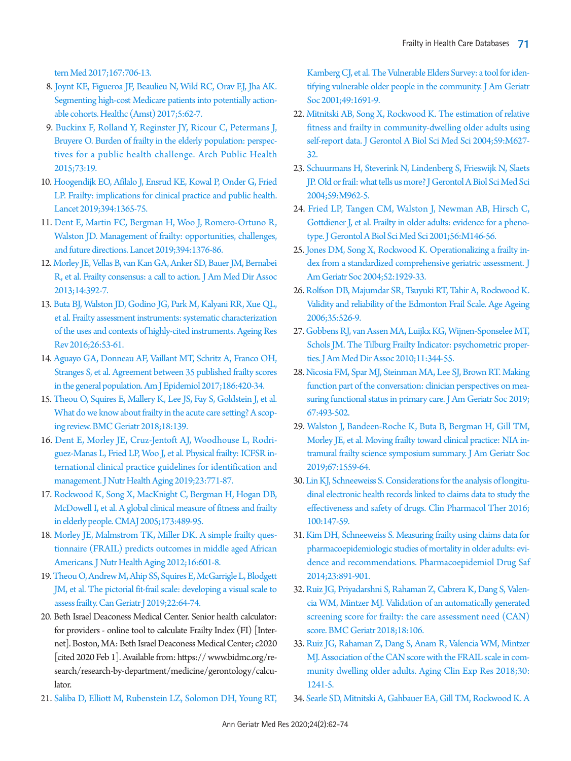tern Med 2017;167:706-13.

8. Joynt KE, Figueroa JF, Beaulieu N, Wild RC, Orav EJ, Jha AK. Segmenting high-cost Medicare patients into potentially actionable cohorts. Healthc (Amst) 2017;5:62-7.
9. Buckinx F, Rolland Y, Reginster JY, Ricour C, Petermans J, Bruyere O. Burden of frailty in the elderly population: perspectives for a public health challenge. Arch Public Health 2015;73:19.
10. Hoogendijk EO, Afilalo J, Ensrud KE, Kowal P, Onder G, Fried LP. Frailty: implications for clinical practice and public health. Lancet 2019;394:1365-75.
11. Dent E, Martin FC, Bergman H, Woo J, Romero-Ortuno R, Walston JD. Management of frailty: opportunities, challenges, and future directions. Lancet 2019;394:1376-86.
12. Morley JE, Vellas B, van Kan GA, Anker SD, Bauer JM, Bernabei R, et al. Frailty consensus: a call to action. J Am Med Dir Assoc 2013;14:392-7.
13. Buta BJ, Walston JD, Godino JG, Park M, Kalyani RR, Xue QL, et al. Frailty assessment instruments: systematic characterization of the uses and contexts of highly-cited instruments. Ageing Res Rev 2016;26:53-61.
14. Aguayo GA, Donneau AF, Vaillant MT, Schritz A, Franco OH, Stranges S, et al. Agreement between 35 published frailty scores in the general population. Am J Epidemiol 2017;186:420-34.
15. Theou O, Squires E, Mallery K, Lee JS, Fay S, Goldstein J, et al. What do we know about frailty in the acute care setting? A scoping review. BMC Geriatr 2018;18:139.
16. Dent E, Morley JE, Cruz-Jentoft AJ, Woodhouse L, Rodriguez-Manas L, Fried LP, Woo J, et al. Physical frailty: ICFSR international clinical practice guidelines for identification and management. J Nutr Health Aging 2019;23:771-87.
17. Rockwood K, Song X, MacKnight C, Bergman H, Hogan DB, McDowell I, et al. A global clinical measure of fitness and frailty in elderly people. CMAJ 2005;173:489-95.
18. Morley JE, Malmstrom TK, Miller DK. A simple frailty questionnaire (FRAIL) predicts outcomes in middle aged African Americans. J Nutr Health Aging 2012;16:601-8.
19. Theou O, Andrew M, Ahip SS, Squires E, McGarrigle L, Blodgett JM, et al. The pictorial fit-frail scale: developing a visual scale to assess frailty. Can Geriatr J 2019;22:64-74.
20. Beth Israel Deaconess Medical Center. Senior health calculator: for providers - online tool to calculate Frailty Index (FI) [Internet]. Boston, MA: Beth Israel Deaconess Medical Center; c2020 [cited 2020 Feb 1]. Available from: https:// www.bidmc.org/research/research-by-department/medicine/gerontology/calculator.
21. Saliba D, Elliott M, Rubenstein LZ, Solomon DH, Young RT, Kamberg CJ, et al. The Vulnerable Elders Survey: a tool for identifying vulnerable older people in the community. J Am Geriatr Soc 2001;49:1691-9.
22. Mitnitski AB, Song X, Rockwood K. The estimation of relative fitness and frailty in community-dwelling older adults using self-report data. J Gerontol A Biol Sci Med Sci 2004;59:M627-32.
23. Schuurmans H, Steverink N, Lindenberg S, Frieswijk N, Slaets JP. Old or frail: what tells us more? J Gerontol A Biol Sci Med Sci 2004;59:M962-5.
24. Fried LP, Tangen CM, Walston J, Newman AB, Hirsch C, Gottdiener J, et al. Frailty in older adults: evidence for a phenotype. J Gerontol A Biol Sci Med Sci 2001;56:M146-56.
25. Jones DM, Song X, Rockwood K. Operationalizing a frailty index from a standardized comprehensive geriatric assessment. J Am Geriatr Soc 2004;52:1929-33.
26. Rolfson DB, Majumdar SR, Tsuyuki RT, Tahir A, Rockwood K. Validity and reliability of the Edmonton Frail Scale. Age Ageing 2006;35:526-9.
27. Gobbens RJ, van Assen MA, Luijkx KG, Wijnen-Sponselee MT, Schols JM. The Tilburg Frailty Indicator: psychometric properties. J Am Med Dir Assoc 2010;11:344-55.
28. Nicosia FM, Spar MJ, Steinman MA, Lee SJ, Brown RT. Making function part of the conversation: clinician perspectives on measuring functional status in primary care. J Am Geriatr Soc 2019;67:493-502.
29. Walston J, Bandeen-Roche K, Buta B, Bergman H, Gill TM, Morley JE, et al. Moving frailty toward clinical practice: NIA intramural frailty science symposium summary. J Am Geriatr Soc 2019;67:1559-64.
30. Lin KJ, Schneeweiss S. Considerations for the analysis of longitudinal electronic health records linked to claims data to study the effectiveness and safety of drugs. Clin Pharmacol Ther 2016;100:147-59.
31. Kim DH, Schneeweiss S. Measuring frailty using claims data for pharmacoepidemiologic studies of mortality in older adults: evidence and recommendations. Pharmacoepidemiol Drug Saf 2014;23:891-901.
32. Ruiz JG, Priyadarshni S, Rahaman Z, Cabrera K, Dang S, Valencia WM, Mintzer MJ. Validation of an automatically generated screening score for frailty: the care assessment need (CAN) score. BMC Geriatr 2018;18:106.
33. Ruiz JG, Rahaman Z, Dang S, Anam R, Valencia WM, Mintzer MJ. Association of the CAN score with the FRAIL scale in community dwelling older adults. Aging Clin Exp Res 2018;30:1241-5.
34. Searle SD, Mitnitski A, Gahbauer EA, Gill TM, Rockwood K. A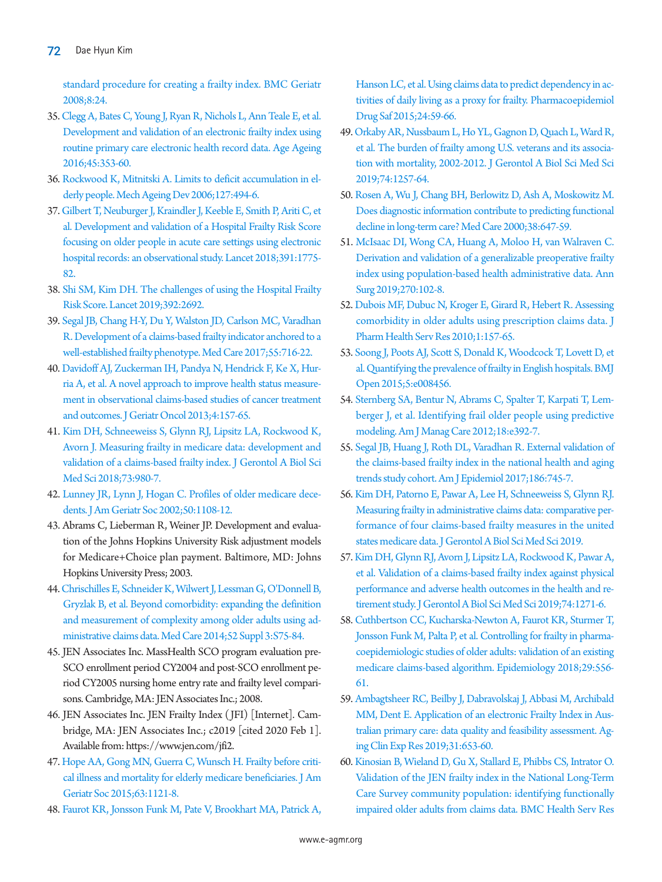standard procedure for creating a frailty index. BMC Geriatr 2008;8:24.

35. Clegg A, Bates C, Young J, Ryan R, Nichols L, Ann Teale E, et al. Development and validation of an electronic frailty index using routine primary care electronic health record data. Age Ageing 2016;45:353-60.
36. Rockwood K, Mitnitski A. Limits to deficit accumulation in elderly people. Mech Ageing Dev 2006;127:494-6.
37. Gilbert T, Neuburger J, Kraindler J, Keeble E, Smith P, Ariti C, et al. Development and validation of a Hospital Frailty Risk Score focusing on older people in acute care settings using electronic hospital records: an observational study. Lancet 2018;391:1775-82.
38. Shi SM, Kim DH. The challenges of using the Hospital Frailty Risk Score. Lancet 2019;392:2692.
39. Segal JB, Chang H-Y, Du Y, Walston JD, Carlson MC, Varadhan R. Development of a claims-based frailty indicator anchored to a well-established frailty phenotype. Med Care 2017;55:716-22.
40. Davidoff AJ, Zuckerman IH, Pandya N, Hendrick F, Ke X, Hurria A, et al. A novel approach to improve health status measurement in observational claims-based studies of cancer treatment and outcomes. J Geriatr Oncol 2013;4:157-65.
41. Kim DH, Schneeweiss S, Glynn RJ, Lipsitz LA, Rockwood K, Avorn J. Measuring frailty in medicare data: development and validation of a claims-based frailty index. J Gerontol A Biol Sci Med Sci 2018;73:980-7.
42. Lunney JR, Lynn J, Hogan C. Profiles of older medicare decedents. J Am Geriatr Soc 2002;50:1108-12.
43. Abrams C, Lieberman R, Weiner JP. Development and evaluation of the Johns Hopkins University Risk adjustment models for Medicare+Choice plan payment. Baltimore, MD: Johns Hopkins University Press; 2003.
44. Chrischilles E, Schneider K, Wilwert J, Lessman G, O'Donnell B, Gryzlak B, et al. Beyond comorbidity: expanding the definition and measurement of complexity among older adults using administrative claims data. Med Care 2014;52 Suppl 3:S75-84.
45. JEN Associates Inc. MassHealth SCO program evaluation pre-SCO enrollment period CY2004 and post-SCO enrollment period CY2005 nursing home entry rate and frailty level comparisons. Cambridge, MA: JEN Associates Inc.; 2008.
46. JEN Associates Inc. JEN Frailty Index (JFI) [Internet]. Cambridge, MA: JEN Associates Inc.; c2019 [cited 2020 Feb 1]. Available from: https://www.jen.com/jfi2.
47. Hope AA, Gong MN, Guerra C, Wunsch H. Frailty before critical illness and mortality for elderly medicare beneficiaries. J Am Geriatr Soc 2015;63:1121-8.
48. Faurot KR, Jonsson Funk M, Pate V, Brookhart MA, Patrick A, Hanson LC, et al. Using claims data to predict dependency in activities of daily living as a proxy for frailty. Pharmacoepidemiol Drug Saf 2015;24:59-66.
49. Orkaby AR, Nussbaum L, Ho YL, Gagnon D, Quach L, Ward R, et al. The burden of frailty among U.S. veterans and its association with mortality, 2002-2012. J Gerontol A Biol Sci Med Sci 2019;74:1257-64.
50. Rosen A, Wu J, Chang BH, Berlowitz D, Ash A, Moskowitz M. Does diagnostic information contribute to predicting functional decline in long-term care? Med Care 2000;38:647-59.
51. McIsaac DI, Wong CA, Huang A, Moloo H, van Walraven C. Derivation and validation of a generalizable preoperative frailty index using population-based health administrative data. Ann Surg 2019;270:102-8.
52. Dubois MF, Dubuc N, Kroger E, Girard R, Hebert R. Assessing comorbidity in older adults using prescription claims data. J Pharm Health Serv Res 2010;1:157-65.
53. Soong J, Poots AJ, Scott S, Donald K, Woodcock T, Lovett D, et al. Quantifying the prevalence of frailty in English hospitals. BMJ Open 2015;5:e008456.
54. Sternberg SA, Bentur N, Abrams C, Spalter T, Karpati T, Lemberger J, et al. Identifying frail older people using predictive modeling. Am J Manag Care 2012;18:e392-7.
55. Segal JB, Huang J, Roth DL, Varadhan R. External validation of the claims-based frailty index in the national health and aging trends study cohort. Am J Epidemiol 2017;186:745-7.
56. Kim DH, Patorno E, Pawar A, Lee H, Schneeweiss S, Glynn RJ. Measuring frailty in administrative claims data: comparative performance of four claims-based frailty measures in the united states medicare data. J Gerontol A Biol Sci Med Sci 2019.
57. Kim DH, Glynn RJ, Avorn J, Lipsitz LA, Rockwood K, Pawar A, et al. Validation of a claims-based frailty index against physical performance and adverse health outcomes in the health and retirement study. J Gerontol A Biol Sci Med Sci 2019;74:1271-6.
58. Cuthbertson CC, Kucharska-Newton A, Faurot KR, Sturmer T, Jonsson Funk M, Palta P, et al. Controlling for frailty in pharmacoepidemiologic studies of older adults: validation of an existing medicare claims-based algorithm. Epidemiology 2018;29:556-61.
59. Ambagtsheer RC, Beilby J, Dabravolskaj J, Abbasi M, Archibald MM, Dent E. Application of an electronic Frailty Index in Australian primary care: data quality and feasibility assessment. Aging Clin Exp Res 2019;31:653-60.
60. Kinosian B, Wieland D, Gu X, Stallard E, Phibbs CS, Intrator O. Validation of the JEN frailty index in the National Long-Term Care Survey community population: identifying functionally impaired older adults from claims data. BMC Health Serv Res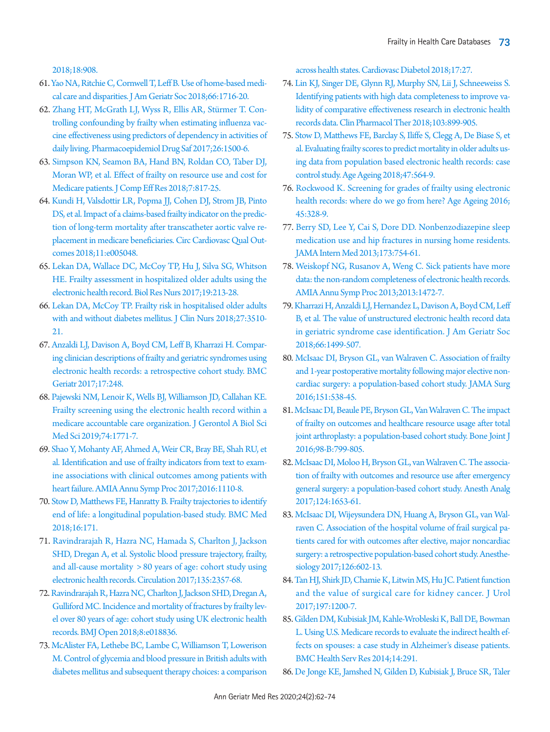2018;18:908.

61. Yao NA, Ritchie C, Cornwell T, Leff B. Use of home-based medical care and disparities. J Am Geriatr Soc 2018;66:1716-20.
62. Zhang HT, McGrath LJ, Wyss R, Ellis AR, Stürmer T. Controlling confounding by frailty when estimating influenza vaccine effectiveness using predictors of dependency in activities of daily living. Pharmacoepidemiol Drug Saf 2017;26:1500-6.
63. Simpson KN, Seamon BA, Hand BN, Roldan CO, Taber DJ, Moran WP, et al. Effect of frailty on resource use and cost for Medicare patients. J Comp Eff Res 2018;7:817-25.
64. Kundi H, Valsdottir LR, Popma JJ, Cohen DJ, Strom JB, Pinto DS, et al. Impact of a claims-based frailty indicator on the prediction of long-term mortality after transcatheter aortic valve replacement in medicare beneficiaries. Circ Cardiovasc Qual Outcomes 2018;11:e005048.
65. Lekan DA, Wallace DC, McCoy TP, Hu J, Silva SG, Whitson HE. Frailty assessment in hospitalized older adults using the electronic health record. Biol Res Nurs 2017;19:213-28.
66. Lekan DA, McCoy TP. Frailty risk in hospitalised older adults with and without diabetes mellitus. J Clin Nurs 2018;27:3510-21.
67. Anzaldi LJ, Davison A, Boyd CM, Leff B, Kharrazi H. Comparing clinician descriptions of frailty and geriatric syndromes using electronic health records: a retrospective cohort study. BMC Geriatr 2017;17:248.
68. Pajewski NM, Lenoir K, Wells BJ, Williamson JD, Callahan KE. Frailty screening using the electronic health record within a medicare accountable care organization. J Gerontol A Biol Sci Med Sci 2019;74:1771-7.
69. Shao Y, Mohanty AF, Ahmed A, Weir CR, Bray BE, Shah RU, et al. Identification and use of frailty indicators from text to examine associations with clinical outcomes among patients with heart failure. AMIA Annu Symp Proc 2017;2016:1110-8.
70. Stow D, Matthews FE, Hanratty B. Frailty trajectories to identify end of life: a longitudinal population-based study. BMC Med 2018;16:171.
71. Ravindrarajah R, Hazra NC, Hamada S, Charlton J, Jackson SHD, Dregan A, et al. Systolic blood pressure trajectory, frailty, and all-cause mortality > 80 years of age: cohort study using electronic health records. Circulation 2017;135:2357-68.
72. Ravindrarajah R, Hazra NC, Charlton J, Jackson SHD, Dregan A, Gulliford MC. Incidence and mortality of fractures by frailty level over 80 years of age: cohort study using UK electronic health records. BMJ Open 2018;8:e018836.
73. McAlister FA, Lethebe BC, Lambe C, Williamson T, Lowerison M. Control of glycemia and blood pressure in British adults with diabetes mellitus and subsequent therapy choices: a comparison across health states. Cardiovasc Diabetol 2018;17:27.
74. Lin KJ, Singer DE, Glynn RJ, Murphy SN, Lii J, Schneeweiss S. Identifying patients with high data completeness to improve validity of comparative effectiveness research in electronic health records data. Clin Pharmacol Ther 2018;103:899-905.
75. Stow D, Matthews FE, Barclay S, Iliffe S, Clegg A, De Biase S, et al. Evaluating frailty scores to predict mortality in older adults using data from population based electronic health records: case control study. Age Ageing 2018;47:564-9.
76. Rockwood K. Screening for grades of frailty using electronic health records: where do we go from here? Age Ageing 2016;45:328-9.
77. Berry SD, Lee Y, Cai S, Dore DD. Nonbenzodiazepine sleep medication use and hip fractures in nursing home residents. JAMA Intern Med 2013;173:754-61.
78. Weiskopf NG, Rusanov A, Weng C. Sick patients have more data: the non-random completeness of electronic health records. AMIA Annu Symp Proc 2013;2013:1472-7.
79. Kharrazi H, Anzaldi LJ, Hernandez L, Davison A, Boyd CM, Leff B, et al. The value of unstructured electronic health record data in geriatric syndrome case identification. J Am Geriatr Soc 2018;66:1499-507.
80. McIsaac DI, Bryson GL, van Walraven C. Association of frailty and 1-year postoperative mortality following major elective noncardiac surgery: a population-based cohort study. JAMA Surg 2016;151:538-45.
81. McIsaac DI, Beaule PE, Bryson GL, Van Walraven C. The impact of frailty on outcomes and healthcare resource usage after total joint arthroplasty: a population-based cohort study. Bone Joint J 2016;98-B:799-805.
82. McIsaac DI, Moloo H, Bryson GL, van Walraven C. The association of frailty with outcomes and resource use after emergency general surgery: a population-based cohort study. Anesth Analg 2017;124:1653-61.
83. McIsaac DI, Wijeysundera DN, Huang A, Bryson GL, van Walraven C. Association of the hospital volume of frail surgical patients cared for with outcomes after elective, major noncardiac surgery: a retrospective population-based cohort study. Anesthesiology 2017;126:602-13.
84. Tan HJ, Shirk JD, Chamie K, Litwin MS, Hu JC. Patient function and the value of surgical care for kidney cancer. J Urol 2017;197:1200-7.
85. Gilden DM, Kubisiak JM, Kahle-Wrobleski K, Ball DE, Bowman L. Using U.S. Medicare records to evaluate the indirect health effects on spouses: a case study in Alzheimer's disease patients. BMC Health Serv Res 2014;14:291.
86. De Jonge KE, Jamshed N, Gilden D, Kubisiak J, Bruce SR, Taler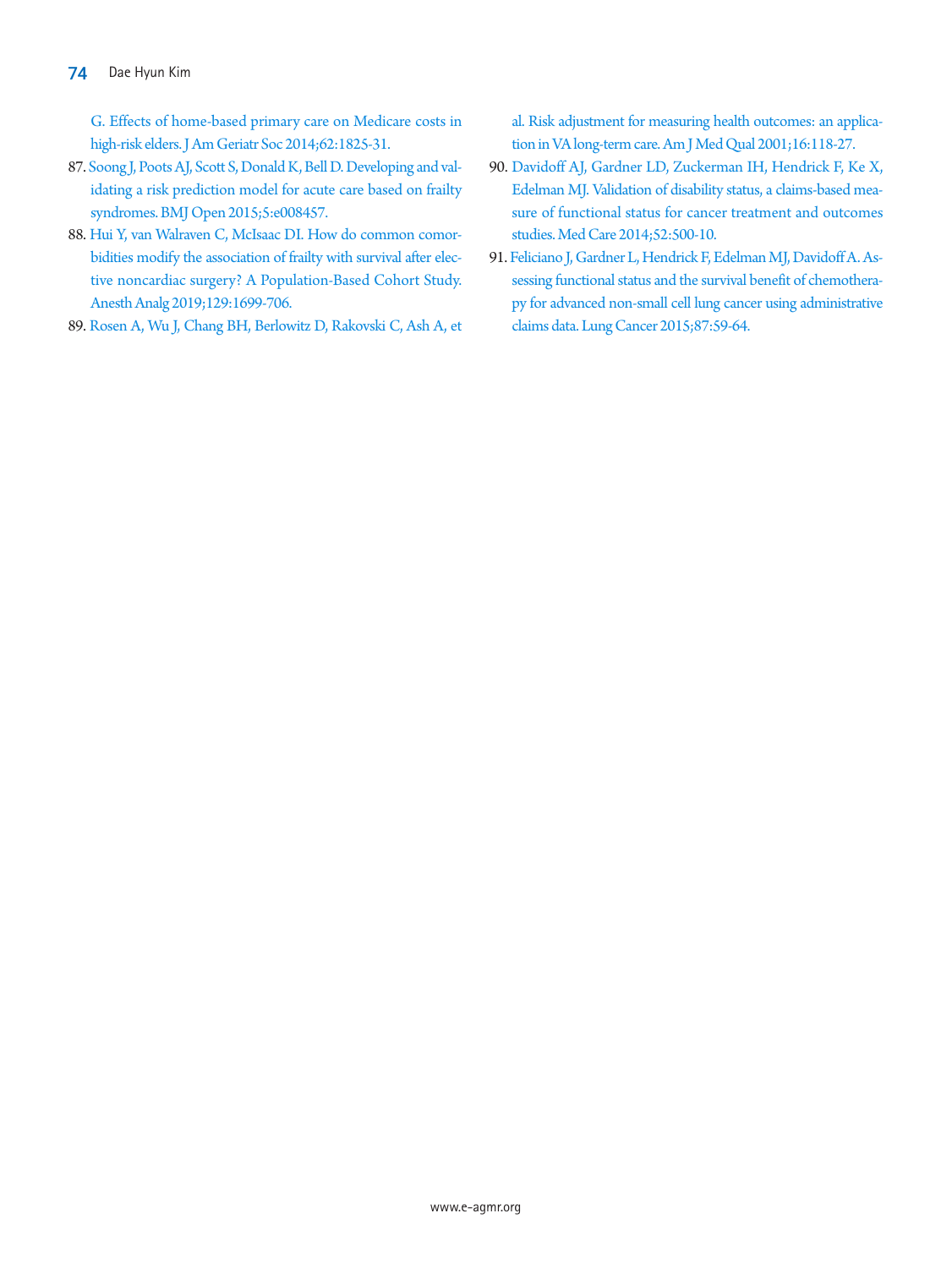G. Effects of home-based primary care on Medicare costs in high-risk elders. J Am Geriatr Soc 2014;62:1825-31.

87. Soong J, Poots AJ, Scott S, Donald K, Bell D. Developing and validating a risk prediction model for acute care based on frailty syndromes. BMJ Open 2015;5:e008457.

88. Hui Y, van Walraven C, McIsaac DI. How do common comorbidities modify the association of frailty with survival after elective noncardiac surgery? A Population-Based Cohort Study. Anesth Analg 2019;129:1699-706.

89. Rosen A, Wu J, Chang BH, Berlowitz D, Rakovski C, Ash A, et al. Risk adjustment for measuring health outcomes: an application in VA long-term care. Am J Med Qual 2001;16:118-27.

90. Davidoff AJ, Gardner LD, Zuckerman IH, Hendrick F, Ke X, Edelman MJ. Validation of disability status, a claims-based measure of functional status for cancer treatment and outcomes studies. Med Care 2014;52:500-10.

91. Feliciano J, Gardner L, Hendrick F, Edelman MJ, Davidoff A. Assessing functional status and the survival benefit of chemotherapy for advanced non-small cell lung cancer using administrative claims data. Lung Cancer 2015;87:59-64.